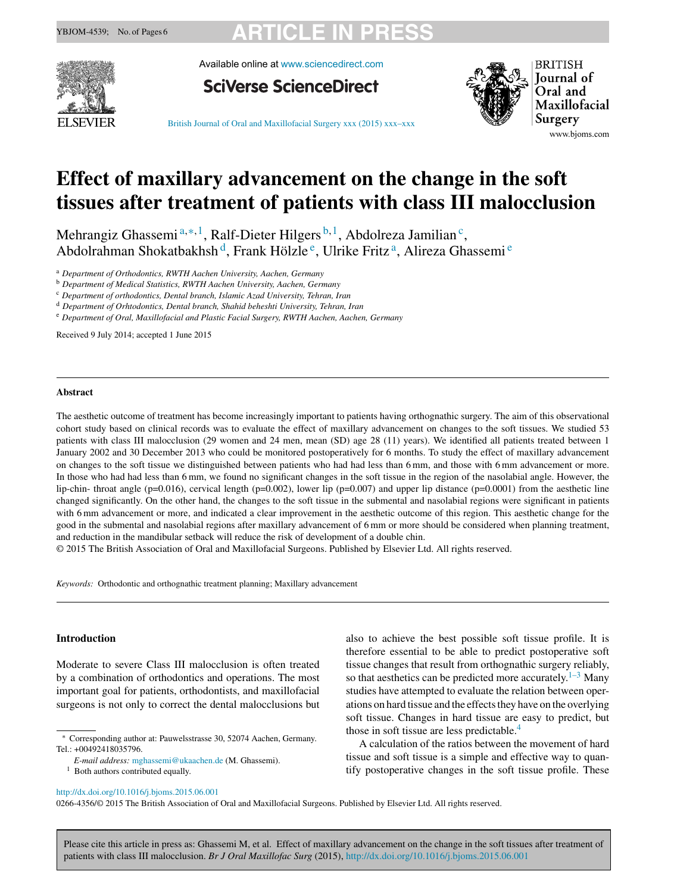# Effect of maxillary advancement on the change in the soft tissues after treatment of patients with class III malocclusion

Mehrangiz Ghassemi [a,*,1], Ralf-Dieter Hilgers [b,1], Abdolreza Jamilian [c], Abdolrahman Shokatbakhsh [d], Frank Hölzle [e], Ulrike Fritz [a], Alireza Ghassemi [e]

[a] Department of Orthodontics, RWTH Aachen University, Aachen, Germany

[b] Department of Medical Statistics, RWTH Aachen University, Aachen, Germany

[c] Department of orthodontics, Dental branch, Islamic Azad University, Tehran, Iran

[d] Department of Orhtodontics, Dental branch, Shahid beheshti University, Tehran, Iran

[e] Department of Oral, Maxillofacial and Plastic Facial Surgery, RWTH Aachen, Aachen, Germany

Received 9 July 2014; accepted 1 June 2015

## Abstract

The aesthetic outcome of treatment has become increasingly important to patients having orthognathic surgery. The aim of this observational cohort study based on clinical records was to evaluate the effect of maxillary advancement on changes to the soft tissues. We studied 53 patients with class III malocclusion (29 women and 24 men, mean (SD) age 28 (11) years). We identified all patients treated between 1 January 2002 and 30 December 2013 who could be monitored postoperatively for 6 months. To study the effect of maxillary advancement on changes to the soft tissue we distinguished between patients who had had less than 6 mm, and those with 6 mm advancement or more. In those who had had less than 6 mm, we found no significant changes in the soft tissue in the region of the nasolabial angle. However, the lip-chin- throat angle (p=0.016), cervical length (p=0.002), lower lip (p=0.007) and upper lip distance (p=0.0001) from the aesthetic line changed significantly. On the other hand, the changes to the soft tissue in the submental and nasolabial regions were significant in patients with 6 mm advancement or more, and indicated a clear improvement in the aesthetic outcome of this region. This aesthetic change for the good in the submental and nasolabial regions after maxillary advancement of 6 mm or more should be considered when planning treatment, and reduction in the mandibular setback will reduce the risk of development of a double chin.

© 2015 The British Association of Oral and Maxillofacial Surgeons. Published by Elsevier Ltd. All rights reserved.

*Keywords:* Orthodontic and orthognathic treatment planning; Maxillary advancement

## Introduction

Moderate to severe Class III malocclusion is often treated by a combination of orthodontics and operations. The most important goal for patients, orthodontists, and maxillofacial surgeons is not only to correct the dental malocclusions but also to achieve the best possible soft tissue profile. It is therefore essential to be able to predict postoperative soft tissue changes that result from orthognathic surgery reliably, so that aesthetics can be predicted more accurately.[1–3] Many studies have attempted to evaluate the relation between operations on hard tissue and the effects they have on the overlying soft tissue. Changes in hard tissue are easy to predict, but those in soft tissue are less predictable.[4]

A calculation of the ratios between the movement of hard tissue and soft tissue is a simple and effective way to quantify postoperative changes in the soft tissue profile. These

* Corresponding author at: Pauwelsstrasse 30, 52074 Aachen, Germany. Tel.: +00492418035796.

*E-mail address:* mghassemi@ukaachen.de (M. Ghassemi).

[1] Both authors contributed equally.

http://dx.doi.org/10.1016/j.bjoms.2015.06.001

0266-4356/© 2015 The British Association of Oral and Maxillofacial Surgeons. Published by Elsevier Ltd. All rights reserved.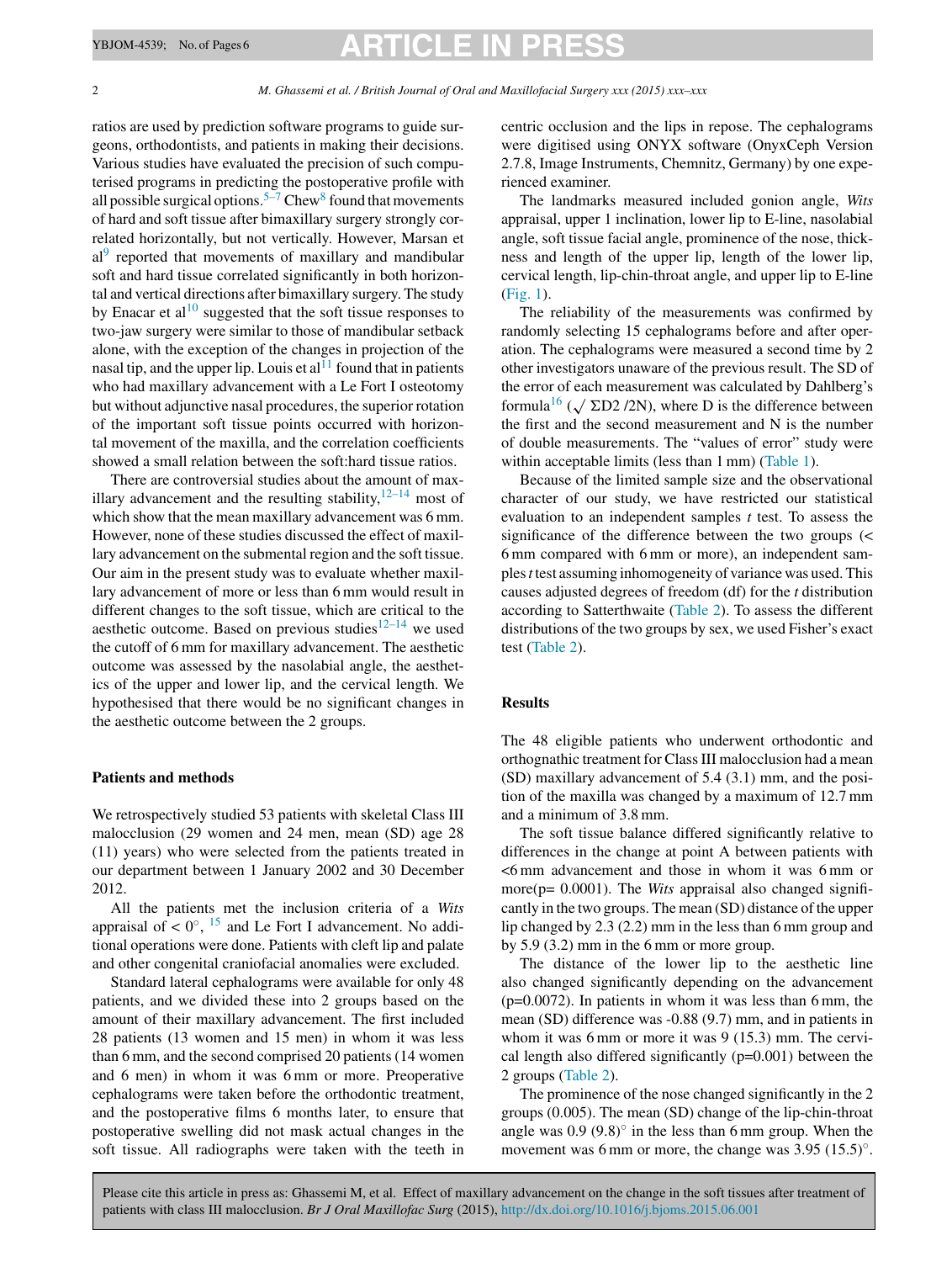ratios are used by prediction software programs to guide surgeons, orthodontists, and patients in making their decisions. Various studies have evaluated the precision of such computerised programs in predicting the postoperative profile with all possible surgical options.[5–7] Chew[8] found that movements of hard and soft tissue after bimaxillary surgery strongly correlated horizontally, but not vertically. However, Marsan et al[9] reported that movements of maxillary and mandibular soft and hard tissue correlated significantly in both horizontal and vertical directions after bimaxillary surgery. The study by Enacar et al[10] suggested that the soft tissue responses to two-jaw surgery were similar to those of mandibular setback alone, with the exception of the changes in projection of the nasal tip, and the upper lip. Louis et al[11] found that in patients who had maxillary advancement with a Le Fort I osteotomy but without adjunctive nasal procedures, the superior rotation of the important soft tissue points occurred with horizontal movement of the maxilla, and the correlation coefficients showed a small relation between the soft:hard tissue ratios.

There are controversial studies about the amount of maxillary advancement and the resulting stability,[12–14] most of which show that the mean maxillary advancement was 6 mm. However, none of these studies discussed the effect of maxillary advancement on the submental region and the soft tissue. Our aim in the present study was to evaluate whether maxillary advancement of more or less than 6 mm would result in different changes to the soft tissue, which are critical to the aesthetic outcome. Based on previous studies[12–14] we used the cutoff of 6 mm for maxillary advancement. The aesthetic outcome was assessed by the nasolabial angle, the aesthetics of the upper and lower lip, and the cervical length. We hypothesised that there would be no significant changes in the aesthetic outcome between the 2 groups.

## Patients and methods

We retrospectively studied 53 patients with skeletal Class III malocclusion (29 women and 24 men, mean (SD) age 28 (11) years) who were selected from the patients treated in our department between 1 January 2002 and 30 December 2012.

All the patients met the inclusion criteria of a *Wits* appraisal of < 0°, [15] and Le Fort I advancement. No additional operations were done. Patients with cleft lip and palate and other congenital craniofacial anomalies were excluded.

Standard lateral cephalograms were available for only 48 patients, and we divided these into 2 groups based on the amount of their maxillary advancement. The first included 28 patients (13 women and 15 men) in whom it was less than 6 mm, and the second comprised 20 patients (14 women and 6 men) in whom it was 6 mm or more. Preoperative cephalograms were taken before the orthodontic treatment, and the postoperative films 6 months later, to ensure that postoperative swelling did not mask actual changes in the soft tissue. All radiographs were taken with the teeth in centric occlusion and the lips in repose. The cephalograms were digitised using ONYX software (OnyxCeph Version 2.7.8, Image Instruments, Chemnitz, Germany) by one experienced examiner.

The landmarks measured included gonion angle, *Wits* appraisal, upper 1 inclination, lower lip to E-line, nasolabial angle, soft tissue facial angle, prominence of the nose, thickness and length of the upper lip, length of the lower lip, cervical length, lip-chin-throat angle, and upper lip to E-line (Fig. 1).

The reliability of the measurements was confirmed by randomly selecting 15 cephalograms before and after operation. The cephalograms were measured a second time by 2 other investigators unaware of the previous result. The SD of the error of each measurement was calculated by Dahlberg's formula[16] ($\sqrt{\Sigma D2/2N}$), where D is the difference between the first and the second measurement and N is the number of double measurements. The "values of error" study were within acceptable limits (less than 1 mm) (Table 1).

Because of the limited sample size and the observational character of our study, we have restricted our statistical evaluation to an independent samples *t* test. To assess the significance of the difference between the two groups (< 6 mm compared with 6 mm or more), an independent samples *t* test assuming inhomogeneity of variance was used. This causes adjusted degrees of freedom (df) for the *t* distribution according to Satterthwaite (Table 2). To assess the different distributions of the two groups by sex, we used Fisher's exact test (Table 2).

## Results

The 48 eligible patients who underwent orthodontic and orthognathic treatment for Class III malocclusion had a mean (SD) maxillary advancement of 5.4 (3.1) mm, and the position of the maxilla was changed by a maximum of 12.7 mm and a minimum of 3.8 mm.

The soft tissue balance differed significantly relative to differences in the change at point A between patients with <6 mm advancement and those in whom it was 6 mm or more($p = 0.0001$). The *Wits* appraisal also changed significantly in the two groups. The mean (SD) distance of the upper lip changed by 2.3 (2.2) mm in the less than 6 mm group and by 5.9 (3.2) mm in the 6 mm or more group.

The distance of the lower lip to the aesthetic line also changed significantly depending on the advancement ($p=0.0072$). In patients in whom it was less than 6 mm, the mean (SD) difference was -0.88 (9.7) mm, and in patients in whom it was 6 mm or more it was 9 (15.3) mm. The cervical length also differed significantly ($p=0.001$) between the 2 groups (Table 2).

The prominence of the nose changed significantly in the 2 groups (0.005). The mean (SD) change of the lip-chin-throat angle was 0.9 (9.8)° in the less than 6 mm group. When the movement was 6 mm or more, the change was 3.95 (15.5)°.

Please cite this article in press as: Ghassemi M, et al. Effect of maxillary advancement on the change in the soft tissues after treatment of patients with class III malocclusion. *Br J Oral Maxillofac Surg* (2015), http://dx.doi.org/10.1016/j.bjoms.2015.06.001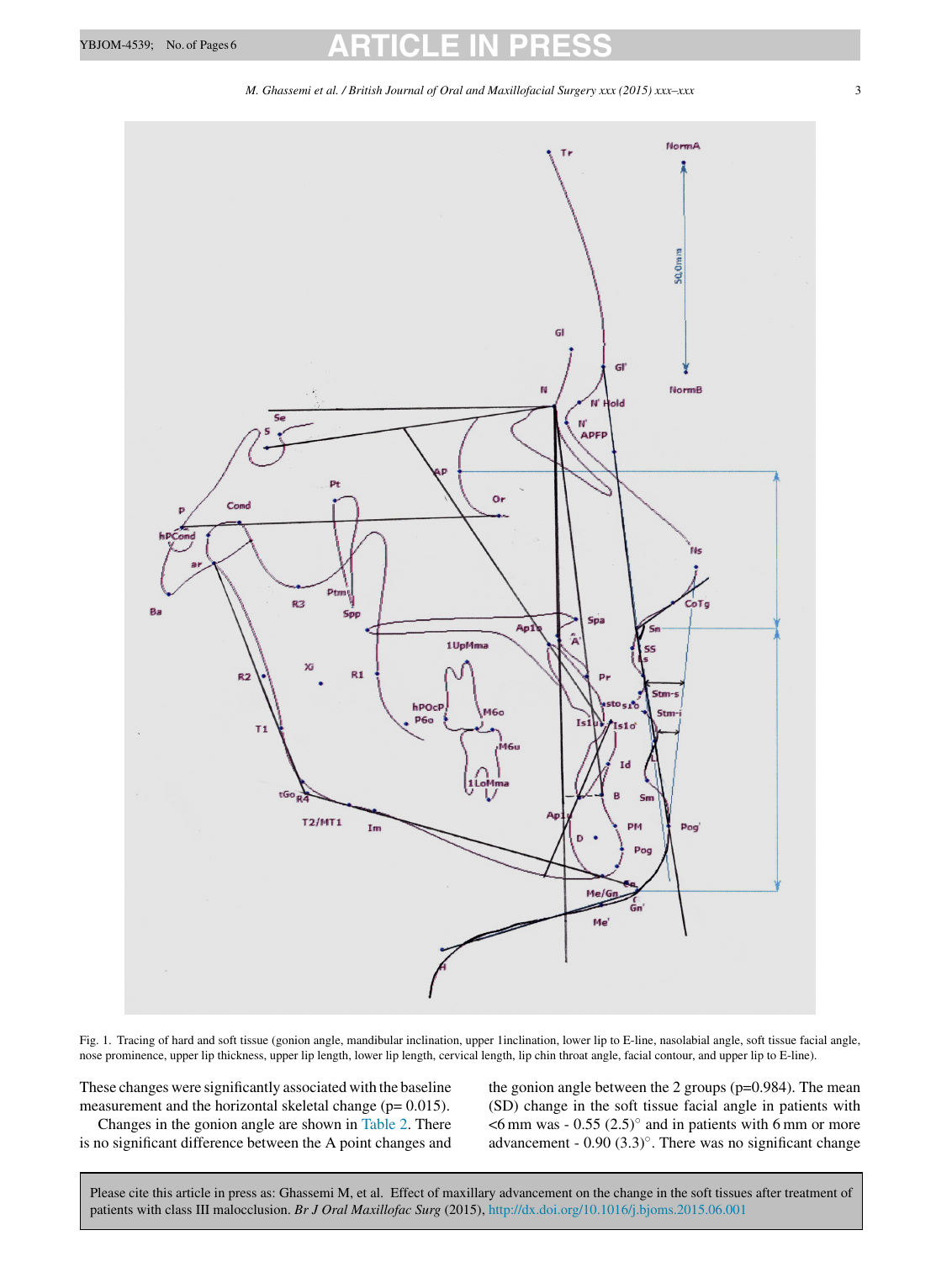Fig. 1. Tracing of hard and soft tissue (gonion angle, mandibular inclination, upper 1inclination, lower lip to E-line, nasolabial angle, soft tissue facial angle, nose prominence, upper lip thickness, upper lip length, lower lip length, cervical length, lip chin throat angle, facial contour, and upper lip to E-line).

These changes were significantly associated with the baseline measurement and the horizontal skeletal change (p= 0.015).

Changes in the gonion angle are shown in Table 2. There is no significant difference between the A point changes and the gonion angle between the 2 groups (p=0.984). The mean (SD) change in the soft tissue facial angle in patients with <6 mm was - 0.55 (2.5)° and in patients with 6 mm or more advancement - 0.90 (3.3)°. There was no significant change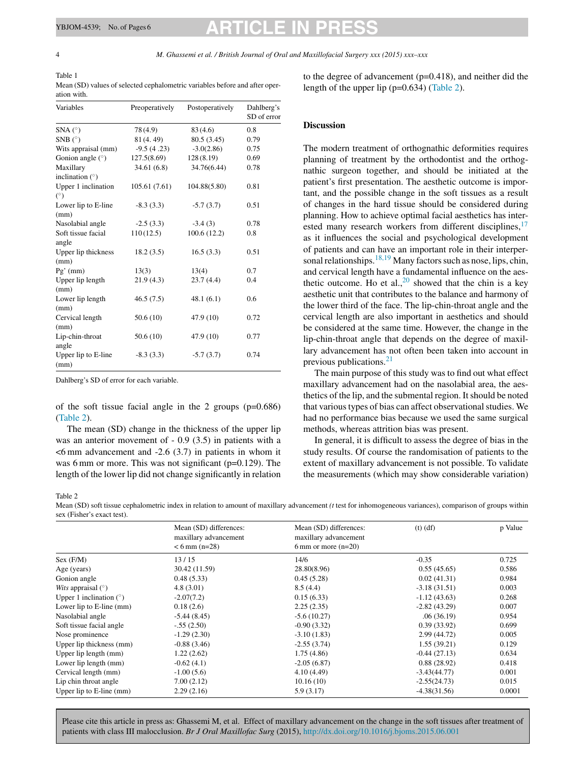Table 1
Mean (SD) values of selected cephalometric variables before and after operation with.

| Variables | Preoperatively | Postoperatively | Dahlberg's SD of error |
|---|---|---|---|
| SNA (°) | 78 (4.9) | 83 (4.6) | 0.8 |
| SNB (°) | 81 (4. 49) | 80.5 (3.45) | 0.79 |
| Wits appraisal (mm) | -9.5 (4 .23) | -3.0(2.86) | 0.75 |
| Gonion angle (°) | 127.5(8.69) | 128 (8.19) | 0.69 |
| Maxillary inclination (°) | 34.61 (6.8) | 34.76(6.44) | 0.78 |
| Upper 1 inclination (°) | 105.61 (7.61) | 104.88(5.80) | 0.81 |
| Lower lip to E-line (mm) | -8.3 (3.3) | -5.7 (3.7) | 0.51 |
| Nasolabial angle | -2.5 (3.3) | -3.4 (3) | 0.78 |
| Soft tissue facial angle | 110 (12.5) | 100.6 (12.2) | 0.8 |
| Upper lip thickness (mm) | 18.2 (3.5) | 16.5 (3.3) | 0.51 |
| Pg' (mm) | 13(3) | 13(4) | 0.7 |
| Upper lip length (mm) | 21.9 (4.3) | 23.7 (4.4) | 0.4 |
| Lower lip length (mm) | 46.5 (7.5) | 48.1 (6.1) | 0.6 |
| Cervical length (mm) | 50.6 (10) | 47.9 (10) | 0.72 |
| Lip-chin-throat angle | 50.6 (10) | 47.9 (10) | 0.77 |
| Upper lip to E-line (mm) | -8.3 (3.3) | -5.7 (3.7) | 0.74 |

Dahlberg's SD of error for each variable.

of the soft tissue facial angle in the 2 groups (p=0.686) (Table 2).

The mean (SD) change in the thickness of the upper lip was an anterior movement of - 0.9 (3.5) in patients with a <6 mm advancement and -2.6 (3.7) in patients in whom it was 6 mm or more. This was not significant (p=0.129). The length of the lower lip did not change significantly in relation to the degree of advancement (p=0.418), and neither did the length of the upper lip (p=0.634) (Table 2).

## Discussion

The modern treatment of orthognathic deformities requires planning of treatment by the orthodontist and the orthognathic surgeon together, and should be initiated at the patient's first presentation. The aesthetic outcome is important, and the possible change in the soft tissues as a result of changes in the hard tissue should be considered during planning. How to achieve optimal facial aesthetics has interested many research workers from different disciplines,[17] as it influences the social and psychological development of patients and can have an important role in their interpersonal relationships.[18,19] Many factors such as nose, lips, chin, and cervical length have a fundamental influence on the aesthetic outcome. Ho et al.,[20] showed that the chin is a key aesthetic unit that contributes to the balance and harmony of the lower third of the face. The lip-chin-throat angle and the cervical length are also important in aesthetics and should be considered at the same time. However, the change in the lip-chin-throat angle that depends on the degree of maxillary advancement has not often been taken into account in previous publications.[21]

The main purpose of this study was to find out what effect maxillary advancement had on the nasolabial area, the aesthetics of the lip, and the submental region. It should be noted that various types of bias can affect observational studies. We had no performance bias because we used the same surgical methods, whereas attrition bias was present.

In general, it is difficult to assess the degree of bias in the study results. Of course the randomisation of patients to the extent of maxillary advancement is not possible. To validate the measurements (which may show considerable variation)

Table 2
Mean (SD) soft tissue cephalometric index in relation to amount of maxillary advancement (*t* test for inhomogeneous variances), comparison of groups within sex (Fisher's exact test).

| | Mean (SD) differences: maxillary advancement < 6 mm (n=28) | Mean (SD) differences: maxillary advancement 6 mm or more (n=20) | (t) (df) | p Value |
|---|---|---|---|---|
| Sex (F/M) | 13 / 15 | 14/6 | -0.35 | 0.725 |
| Age (years) | 30.42 (11.59) | 28.80(8.96) | 0.55 (45.65) | 0.586 |
| Gonion angle | 0.48 (5.33) | 0.45 (5.28) | 0.02 (41.31) | 0.984 |
| *Wits* appraisal (°) | 4.8 (3.01) | 8.5 (4.4) | -3.18 (31.51) | 0.003 |
| Upper 1 inclination (°) | -2.07(7.2) | 0.15 (6.33) | -1.12 (43.63) | 0.268 |
| Lower lip to E-line (mm) | 0.18 (2.6) | 2.25 (2.35) | -2.82 (43.29) | 0.007 |
| Nasolabial angle | -5.44 (8.45) | -5.6 (10.27) | .06 (36.19) | 0.954 |
| Soft tissue facial angle | -.55 (2.50) | -0.90 (3.32) | 0.39 (33.92) | 0.699 |
| Nose prominence | -1.29 (2.30) | -3.10 (1.83) | 2.99 (44.72) | 0.005 |
| Upper lip thickness (mm) | -0.88 (3.46) | -2.55 (3.74) | 1.55 (39.21) | 0.129 |
| Upper lip length (mm) | 1.22 (2.62) | 1.75 (4.86) | -0.44 (27.13) | 0.634 |
| Lower lip length (mm) | -0.62 (4.1) | -2.05 (6.87) | 0.88 (28.92) | 0.418 |
| Cervical length (mm) | -1.00 (5.6) | 4.10 (4.49) | -3.43(44.77) | 0.001 |
| Lip chin throat angle | 7.00 (2.12) | 10.16 (10) | -2.55(24.73) | 0.015 |
| Upper lip to E-line (mm) | 2.29 (2.16) | 5.9 (3.17) | -4.38(31.56) | 0.0001 |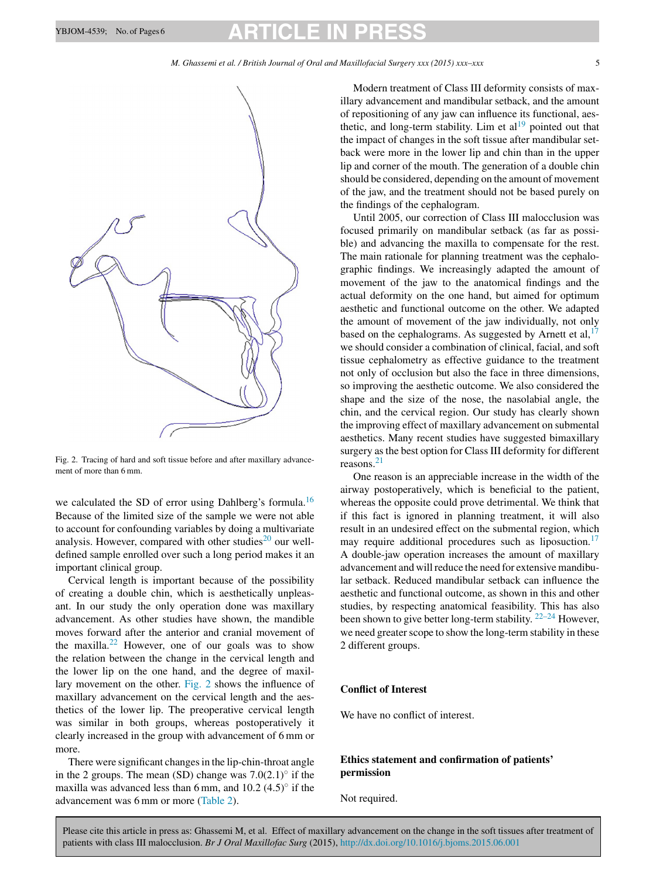Fig. 2. Tracing of hard and soft tissue before and after maxillary advancement of more than 6 mm.

we calculated the SD of error using Dahlberg's formula.[16] Because of the limited size of the sample we were not able to account for confounding variables by doing a multivariate analysis. However, compared with other studies[20] our well-defined sample enrolled over such a long period makes it an important clinical group.

Cervical length is important because of the possibility of creating a double chin, which is aesthetically unpleasant. In our study the only operation done was maxillary advancement. As other studies have shown, the mandible moves forward after the anterior and cranial movement of the maxilla.[22] However, one of our goals was to show the relation between the change in the cervical length and the lower lip on the one hand, and the degree of maxillary movement on the other. Fig. 2 shows the influence of maxillary advancement on the cervical length and the aesthetics of the lower lip. The preoperative cervical length was similar in both groups, whereas postoperatively it clearly increased in the group with advancement of 6 mm or more.

There were significant changes in the lip-chin-throat angle in the 2 groups. The mean (SD) change was 7.0(2.1)° if the maxilla was advanced less than 6 mm, and 10.2 (4.5)° if the advancement was 6 mm or more (Table 2).

Modern treatment of Class III deformity consists of maxillary advancement and mandibular setback, and the amount of repositioning of any jaw can influence its functional, aesthetic, and long-term stability. Lim et al[19] pointed out that the impact of changes in the soft tissue after mandibular setback were more in the lower lip and chin than in the upper lip and corner of the mouth. The generation of a double chin should be considered, depending on the amount of movement of the jaw, and the treatment should not be based purely on the findings of the cephalogram.

Until 2005, our correction of Class III malocclusion was focused primarily on mandibular setback (as far as possible) and advancing the maxilla to compensate for the rest. The main rationale for planning treatment was the cephalographic findings. We increasingly adapted the amount of movement of the jaw to the anatomical findings and the actual deformity on the one hand, but aimed for optimum aesthetic and functional outcome on the other. We adapted the amount of movement of the jaw individually, not only based on the cephalograms. As suggested by Arnett et al,[17] we should consider a combination of clinical, facial, and soft tissue cephalometry as effective guidance to the treatment not only of occlusion but also the face in three dimensions, so improving the aesthetic outcome. We also considered the shape and the size of the nose, the nasolabial angle, the chin, and the cervical region. Our study has clearly shown the improving effect of maxillary advancement on submental aesthetics. Many recent studies have suggested bimaxillary surgery as the best option for Class III deformity for different reasons.[21]

One reason is an appreciable increase in the width of the airway postoperatively, which is beneficial to the patient, whereas the opposite could prove detrimental. We think that if this fact is ignored in planning treatment, it will also result in an undesired effect on the submental region, which may require additional procedures such as liposuction.[17] A double-jaw operation increases the amount of maxillary advancement and will reduce the need for extensive mandibular setback. Reduced mandibular setback can influence the aesthetic and functional outcome, as shown in this and other studies, by respecting anatomical feasibility. This has also been shown to give better long-term stability.[22–24] However, we need greater scope to show the long-term stability in these 2 different groups.

## Conflict of Interest

We have no conflict of interest.

## Ethics statement and confirmation of patients' permission

Not required.

Please cite this article in press as: Ghassemi M, et al. Effect of maxillary advancement on the change in the soft tissues after treatment of patients with class III malocclusion. *Br J Oral Maxillofac Surg* (2015), http://dx.doi.org/10.1016/j.bjoms.2015.06.001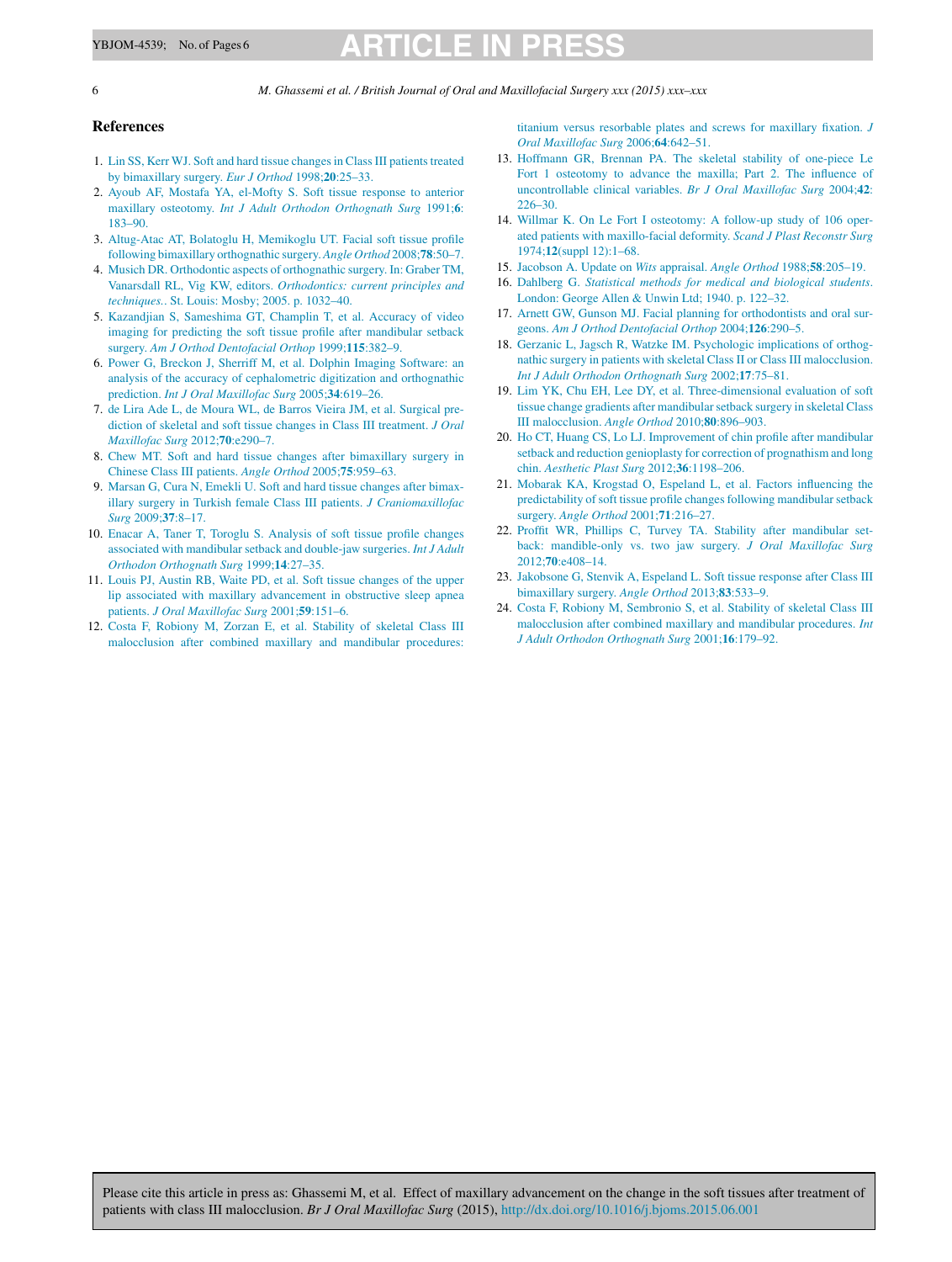## References

1. Lin SS, Kerr WJ. Soft and hard tissue changes in Class III patients treated by bimaxillary surgery. *Eur J Orthod* 1998;**20**:25–33.
2. Ayoub AF, Mostafa YA, el-Mofty S. Soft tissue response to anterior maxillary osteotomy. *Int J Adult Orthodon Orthognath Surg* 1991;**6**: 183–90.
3. Altug-Atac AT, Bolatoglu H, Memikoglu UT. Facial soft tissue profile following bimaxillary orthognathic surgery. *Angle Orthod* 2008;**78**:50–7.
4. Musich DR. Orthodontic aspects of orthognathic surgery. In: Graber TM, Vanarsdall RL, Vig KW, editors. *Orthodontics: current principles and techniques.*. St. Louis: Mosby; 2005. p. 1032–40.
5. Kazandjian S, Sameshima GT, Champlin T, et al. Accuracy of video imaging for predicting the soft tissue profile after mandibular setback surgery. *Am J Orthod Dentofacial Orthop* 1999;**115**:382–9.
6. Power G, Breckon J, Sherriff M, et al. Dolphin Imaging Software: an analysis of the accuracy of cephalometric digitization and orthognathic prediction. *Int J Oral Maxillofac Surg* 2005;**34**:619–26.
7. de Lira Ade L, de Moura WL, de Barros Vieira JM, et al. Surgical prediction of skeletal and soft tissue changes in Class III treatment. *J Oral Maxillofac Surg* 2012;**70**:e290–7.
8. Chew MT. Soft and hard tissue changes after bimaxillary surgery in Chinese Class III patients. *Angle Orthod* 2005;**75**:959–63.
9. Marsan G, Cura N, Emekli U. Soft and hard tissue changes after bimaxillary surgery in Turkish female Class III patients. *J Craniomaxillofac Surg* 2009;**37**:8–17.
10. Enacar A, Taner T, Toroglu S. Analysis of soft tissue profile changes associated with mandibular setback and double-jaw surgeries. *Int J Adult Orthodon Orthognath Surg* 1999;**14**:27–35.
11. Louis PJ, Austin RB, Waite PD, et al. Soft tissue changes of the upper lip associated with maxillary advancement in obstructive sleep apnea patients. *J Oral Maxillofac Surg* 2001;**59**:151–6.
12. Costa F, Robiony M, Zorzan E, et al. Stability of skeletal Class III malocclusion after combined maxillary and mandibular procedures: titanium versus resorbable plates and screws for maxillary fixation. *J Oral Maxillofac Surg* 2006;**64**:642–51.
13. Hoffmann GR, Brennan PA. The skeletal stability of one-piece Le Fort 1 osteotomy to advance the maxilla; Part 2. The influence of uncontrollable clinical variables. *Br J Oral Maxillofac Surg* 2004;**42**: 226–30.
14. Willmar K. On Le Fort I osteotomy: A follow-up study of 106 operated patients with maxillo-facial deformity. *Scand J Plast Reconstr Surg* 1974;**12**(suppl 12):1–68.
15. Jacobson A. Update on *Wits* appraisal. *Angle Orthod* 1988;**58**:205–19.
16. Dahlberg G. *Statistical methods for medical and biological students*. London: George Allen & Unwin Ltd; 1940. p. 122–32.
17. Arnett GW, Gunson MJ. Facial planning for orthodontists and oral surgeons. *Am J Orthod Dentofacial Orthop* 2004;**126**:290–5.
18. Gerzanic L, Jagsch R, Watzke IM. Psychologic implications of orthognathic surgery in patients with skeletal Class II or Class III malocclusion. *Int J Adult Orthodon Orthognath Surg* 2002;**17**:75–81.
19. Lim YK, Chu EH, Lee DY, et al. Three-dimensional evaluation of soft tissue change gradients after mandibular setback surgery in skeletal Class III malocclusion. *Angle Orthod* 2010;**80**:896–903.
20. Ho CT, Huang CS, Lo LJ. Improvement of chin profile after mandibular setback and reduction genioplasty for correction of prognathism and long chin. *Aesthetic Plast Surg* 2012;**36**:1198–206.
21. Mobarak KA, Krogstad O, Espeland L, et al. Factors influencing the predictability of soft tissue profile changes following mandibular setback surgery. *Angle Orthod* 2001;**71**:216–27.
22. Proffit WR, Phillips C, Turvey TA. Stability after mandibular setback: mandible-only vs. two jaw surgery. *J Oral Maxillofac Surg* 2012;**70**:e408–14.
23. Jakobsone G, Stenvik A, Espeland L. Soft tissue response after Class III bimaxillary surgery. *Angle Orthod* 2013;**83**:533–9.
24. Costa F, Robiony M, Sembronio S, et al. Stability of skeletal Class III malocclusion after combined maxillary and mandibular procedures. *Int J Adult Orthodon Orthognath Surg* 2001;**16**:179–92.

Please cite this article in press as: Ghassemi M, et al. Effect of maxillary advancement on the change in the soft tissues after treatment of patients with class III malocclusion. *Br J Oral Maxillofac Surg* (2015), http://dx.doi.org/10.1016/j.bjoms.2015.06.001